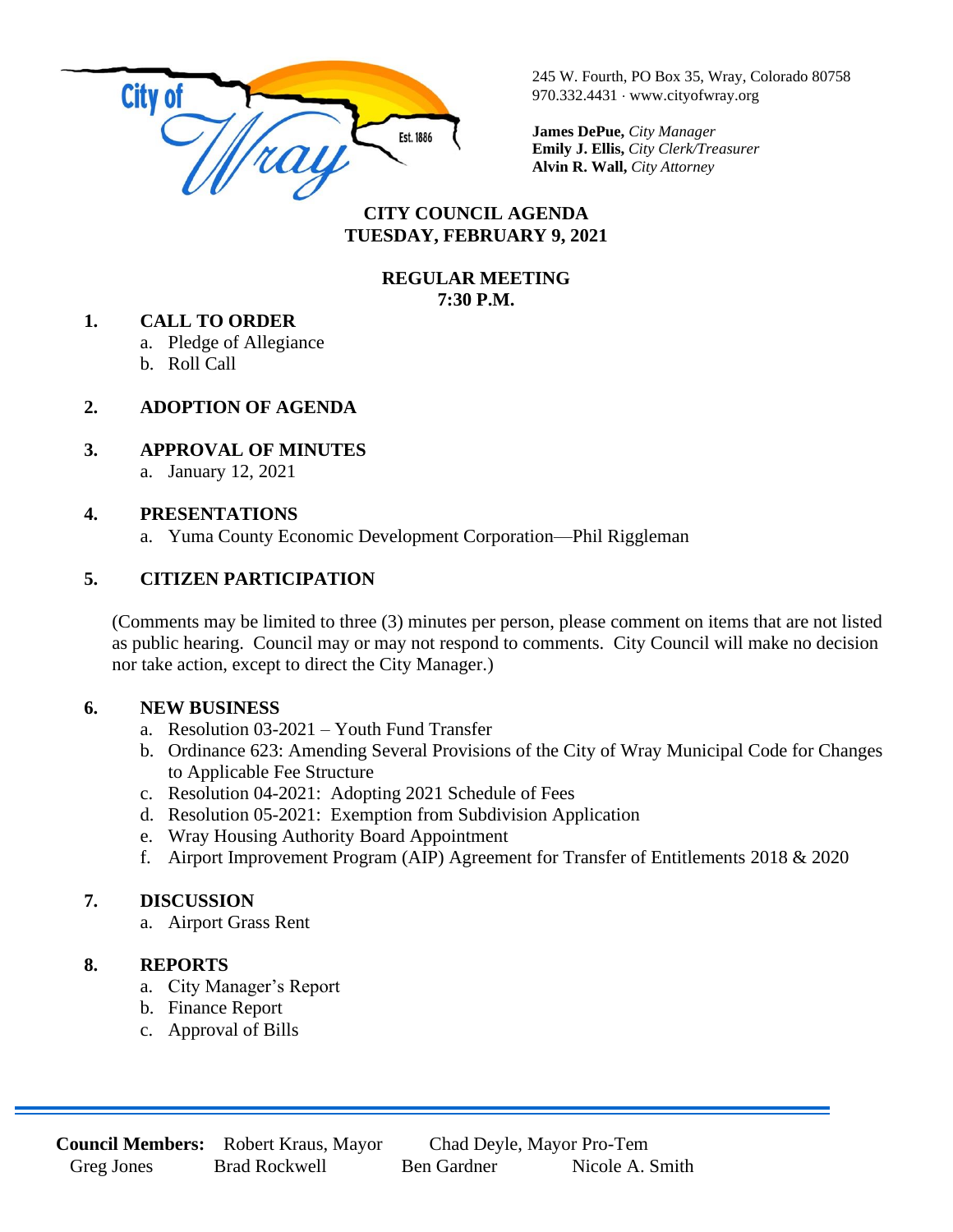City of Wray Est. 1886

245 W. Fourth, PO Box 35, Wray, Colorado 80758
970.332.4431 · www.cityofwray.org

**James DePue,** *City Manager*
**Emily J. Ellis,** *City Clerk/Treasurer*
**Alvin R. Wall,** *City Attorney*

# CITY COUNCIL AGENDA
# TUESDAY, FEBRUARY 9, 2021

## REGULAR MEETING
## 7:30 P.M.

**1. CALL TO ORDER**
   a. Pledge of Allegiance
   b. Roll Call

**2. ADOPTION OF AGENDA**

**3. APPROVAL OF MINUTES**
   a. January 12, 2021

**4. PRESENTATIONS**
   a. Yuma County Economic Development Corporation—Phil Riggleman

**5. CITIZEN PARTICIPATION**

(Comments may be limited to three (3) minutes per person, please comment on items that are not listed as public hearing. Council may or may not respond to comments. City Council will make no decision nor take action, except to direct the City Manager.)

**6. NEW BUSINESS**
   a. Resolution 03-2021 – Youth Fund Transfer
   b. Ordinance 623: Amending Several Provisions of the City of Wray Municipal Code for Changes to Applicable Fee Structure
   c. Resolution 04-2021: Adopting 2021 Schedule of Fees
   d. Resolution 05-2021: Exemption from Subdivision Application
   e. Wray Housing Authority Board Appointment
   f. Airport Improvement Program (AIP) Agreement for Transfer of Entitlements 2018 & 2020

**7. DISCUSSION**
   a. Airport Grass Rent

**8. REPORTS**
   a. City Manager's Report
   b. Finance Report
   c. Approval of Bills

---

**Council Members:** Robert Kraus, Mayor — Chad Deyle, Mayor Pro-Tem — Greg Jones — Brad Rockwell — Ben Gardner — Nicole A. Smith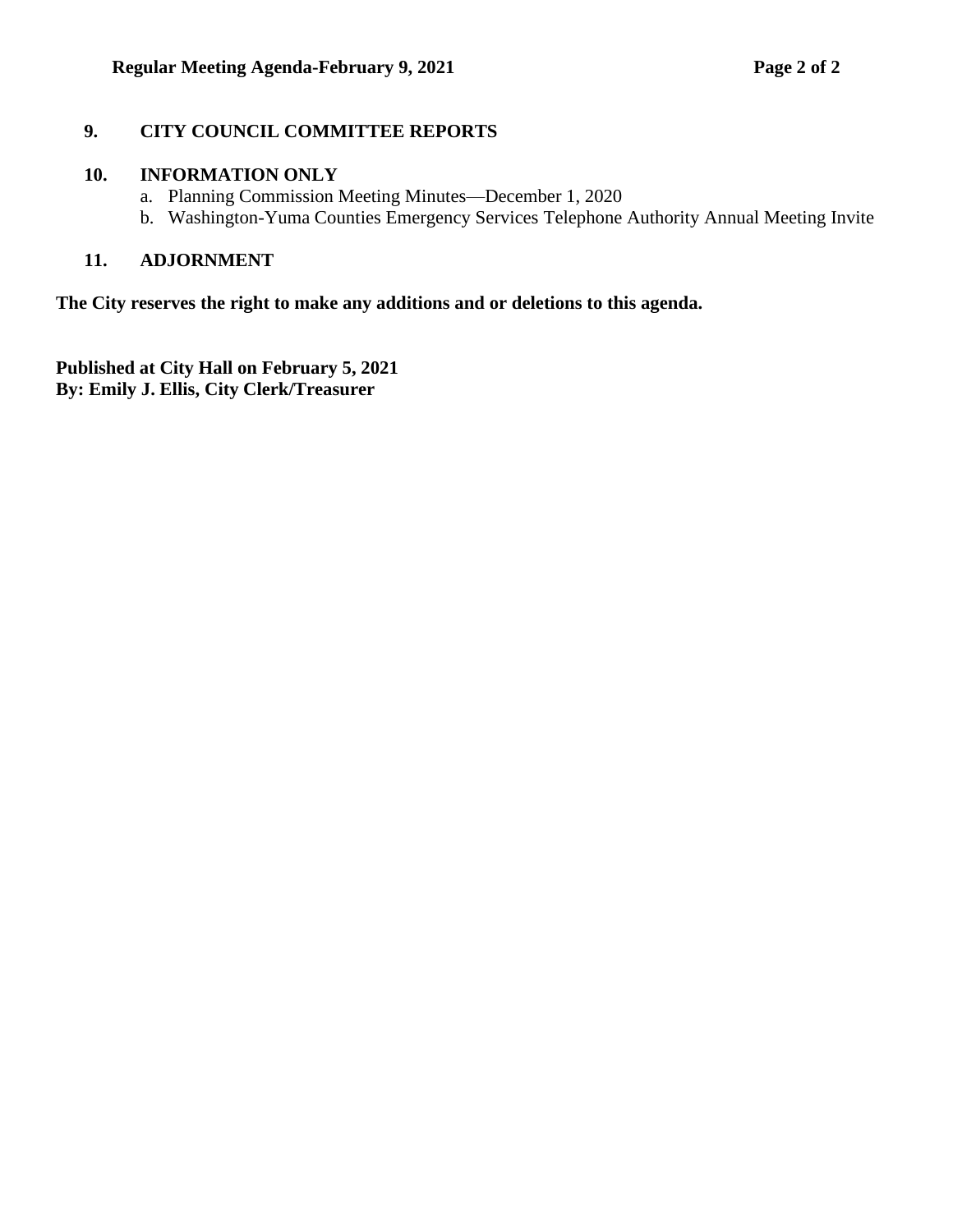**9. CITY COUNCIL COMMITTEE REPORTS**

**10. INFORMATION ONLY**

a. Planning Commission Meeting Minutes—December 1, 2020
b. Washington-Yuma Counties Emergency Services Telephone Authority Annual Meeting Invite

**11. ADJOURNMENT**

**The City reserves the right to make any additions and or deletions to this agenda.**

**Published at City Hall on February 5, 2021**
**By: Emily J. Ellis, City Clerk/Treasurer**